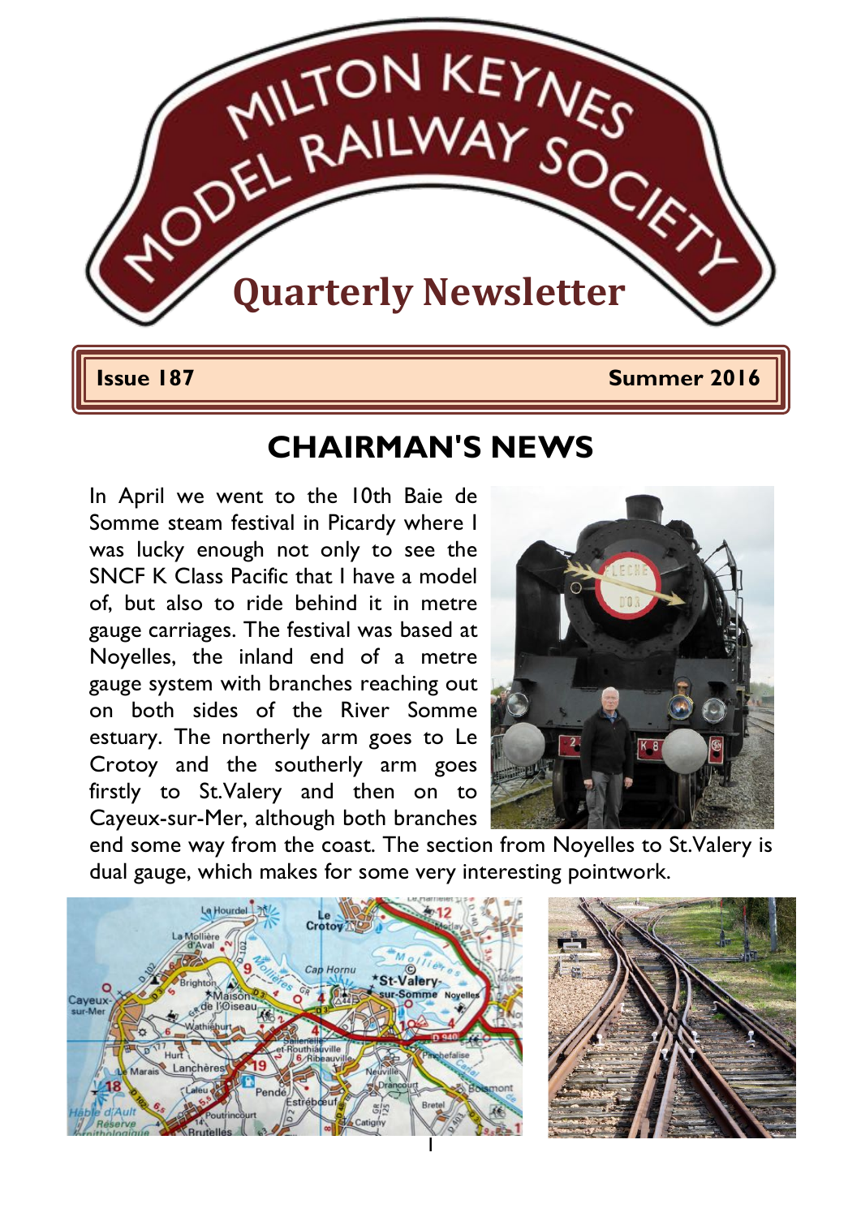# MILTON KEYNES MODEL RAILWAY SOCIETY

## Quarterly Newsletter

**Issue 187** **Summer 2016**

## CHAIRMAN'S NEWS

In April we went to the 10th Baie de Somme steam festival in Picardy where I was lucky enough not only to see the SNCF K Class Pacific that I have a model of, but also to ride behind it in metre gauge carriages. The festival was based at Noyelles, the inland end of a metre gauge system with branches reaching out on both sides of the River Somme estuary. The northerly arm goes to Le Crotoy and the southerly arm goes firstly to St.Valery and then on to Cayeux-sur-Mer, although both branches end some way from the coast. The section from Noyelles to St.Valery is dual gauge, which makes for some very interesting pointwork.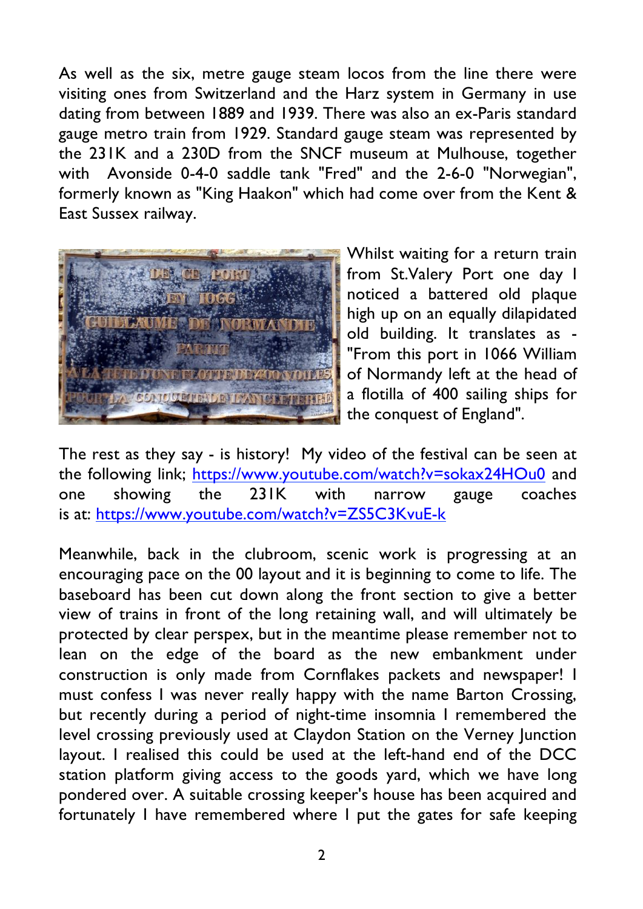As well as the six, metre gauge steam locos from the line there were visiting ones from Switzerland and the Harz system in Germany in use dating from between 1889 and 1939. There was also an ex-Paris standard gauge metro train from 1929. Standard gauge steam was represented by the 231K and a 230D from the SNCF museum at Mulhouse, together with Avonside 0-4-0 saddle tank "Fred" and the 2-6-0 "Norwegian", formerly known as "King Haakon" which had come over from the Kent & East Sussex railway.

Whilst waiting for a return train from St.Valery Port one day I noticed a battered old plaque high up on an equally dilapidated old building. It translates as - "From this port in 1066 William of Normandy left at the head of a flotilla of 400 sailing ships for the conquest of England".

The rest as they say - is history! My video of the festival can be seen at the following link; https://www.youtube.com/watch?v=sokax24HOu0 and one showing the 231K with narrow gauge coaches is at: https://www.youtube.com/watch?v=ZS5C3KvuE-k

Meanwhile, back in the clubroom, scenic work is progressing at an encouraging pace on the 00 layout and it is beginning to come to life. The baseboard has been cut down along the front section to give a better view of trains in front of the long retaining wall, and will ultimately be protected by clear perspex, but in the meantime please remember not to lean on the edge of the board as the new embankment under construction is only made from Cornflakes packets and newspaper! I must confess I was never really happy with the name Barton Crossing, but recently during a period of night-time insomnia I remembered the level crossing previously used at Claydon Station on the Verney Junction layout. I realised this could be used at the left-hand end of the DCC station platform giving access to the goods yard, which we have long pondered over. A suitable crossing keeper's house has been acquired and fortunately I have remembered where I put the gates for safe keeping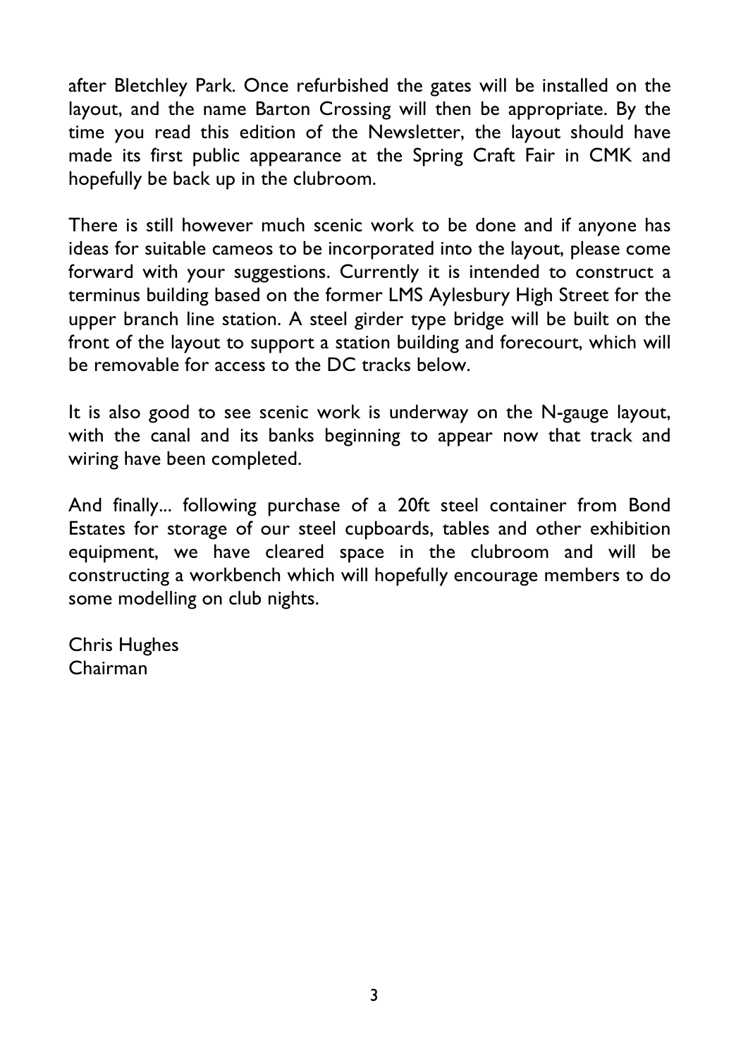after Bletchley Park. Once refurbished the gates will be installed on the layout, and the name Barton Crossing will then be appropriate. By the time you read this edition of the Newsletter, the layout should have made its first public appearance at the Spring Craft Fair in CMK and hopefully be back up in the clubroom.

There is still however much scenic work to be done and if anyone has ideas for suitable cameos to be incorporated into the layout, please come forward with your suggestions. Currently it is intended to construct a terminus building based on the former LMS Aylesbury High Street for the upper branch line station. A steel girder type bridge will be built on the front of the layout to support a station building and forecourt, which will be removable for access to the DC tracks below.

It is also good to see scenic work is underway on the N-gauge layout, with the canal and its banks beginning to appear now that track and wiring have been completed.

And finally... following purchase of a 20ft steel container from Bond Estates for storage of our steel cupboards, tables and other exhibition equipment, we have cleared space in the clubroom and will be constructing a workbench which will hopefully encourage members to do some modelling on club nights.

Chris Hughes
Chairman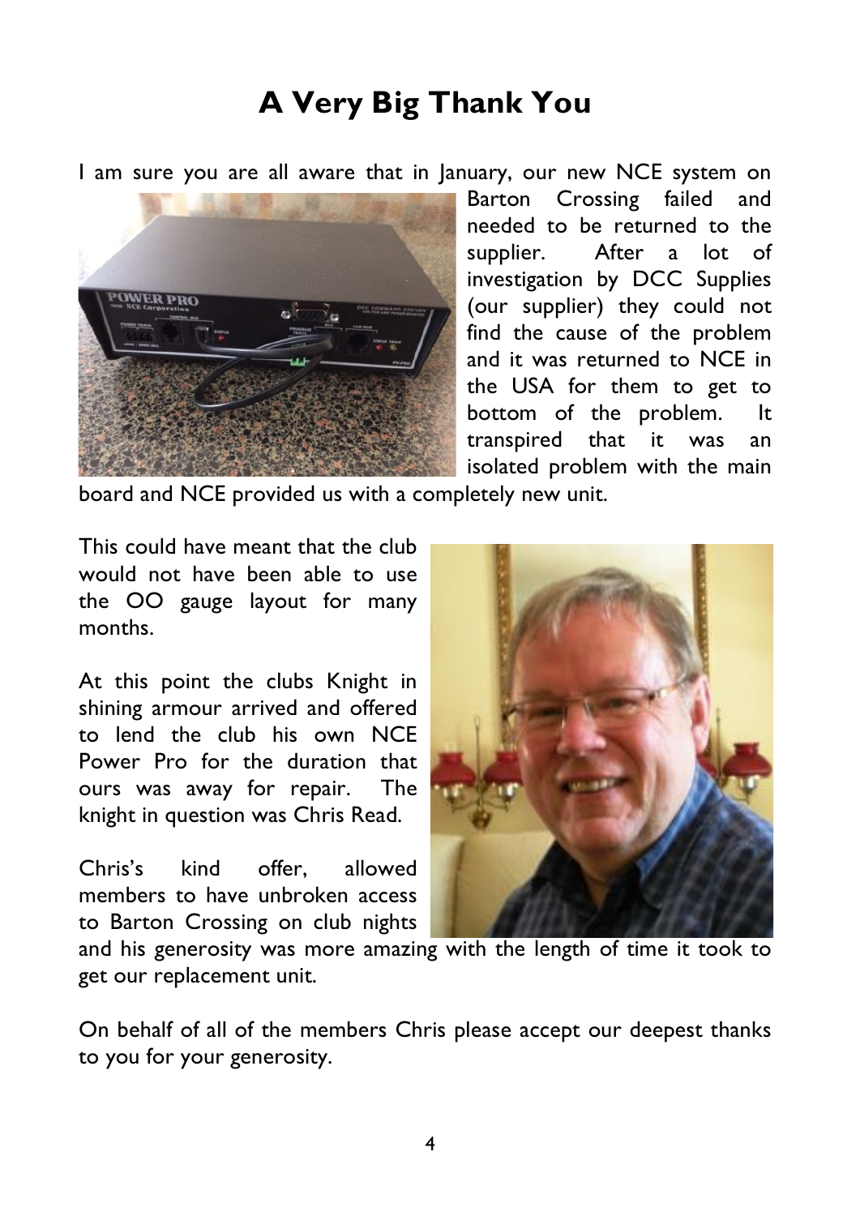# A Very Big Thank You

I am sure you are all aware that in January, our new NCE system on Barton Crossing failed and needed to be returned to the supplier. After a lot of investigation by DCC Supplies (our supplier) they could not find the cause of the problem and it was returned to NCE in the USA for them to get to bottom of the problem. It transpired that it was an isolated problem with the main board and NCE provided us with a completely new unit.

This could have meant that the club would not have been able to use the OO gauge layout for many months.

At this point the clubs Knight in shining armour arrived and offered to lend the club his own NCE Power Pro for the duration that ours was away for repair. The knight in question was Chris Read.

Chris's kind offer, allowed members to have unbroken access to Barton Crossing on club nights and his generosity was more amazing with the length of time it took to get our replacement unit.

On behalf of all of the members Chris please accept our deepest thanks to you for your generosity.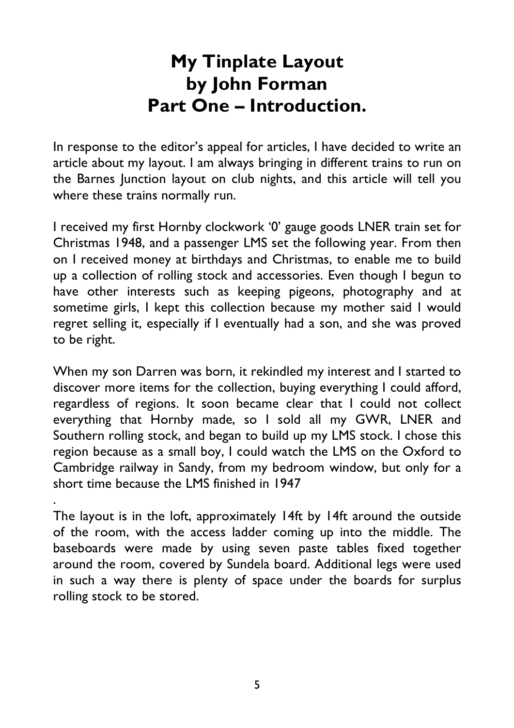# My Tinplate Layout
# by John Forman
# Part One – Introduction.

In response to the editor's appeal for articles, I have decided to write an article about my layout. I am always bringing in different trains to run on the Barnes Junction layout on club nights, and this article will tell you where these trains normally run.

I received my first Hornby clockwork '0' gauge goods LNER train set for Christmas 1948, and a passenger LMS set the following year. From then on I received money at birthdays and Christmas, to enable me to build up a collection of rolling stock and accessories. Even though I begun to have other interests such as keeping pigeons, photography and at sometime girls, I kept this collection because my mother said I would regret selling it, especially if I eventually had a son, and she was proved to be right.

When my son Darren was born, it rekindled my interest and I started to discover more items for the collection, buying everything I could afford, regardless of regions. It soon became clear that I could not collect everything that Hornby made, so I sold all my GWR, LNER and Southern rolling stock, and began to build up my LMS stock. I chose this region because as a small boy, I could watch the LMS on the Oxford to Cambridge railway in Sandy, from my bedroom window, but only for a short time because the LMS finished in 1947

.

The layout is in the loft, approximately 14ft by 14ft around the outside of the room, with the access ladder coming up into the middle. The baseboards were made by using seven paste tables fixed together around the room, covered by Sundela board. Additional legs were used in such a way there is plenty of space under the boards for surplus rolling stock to be stored.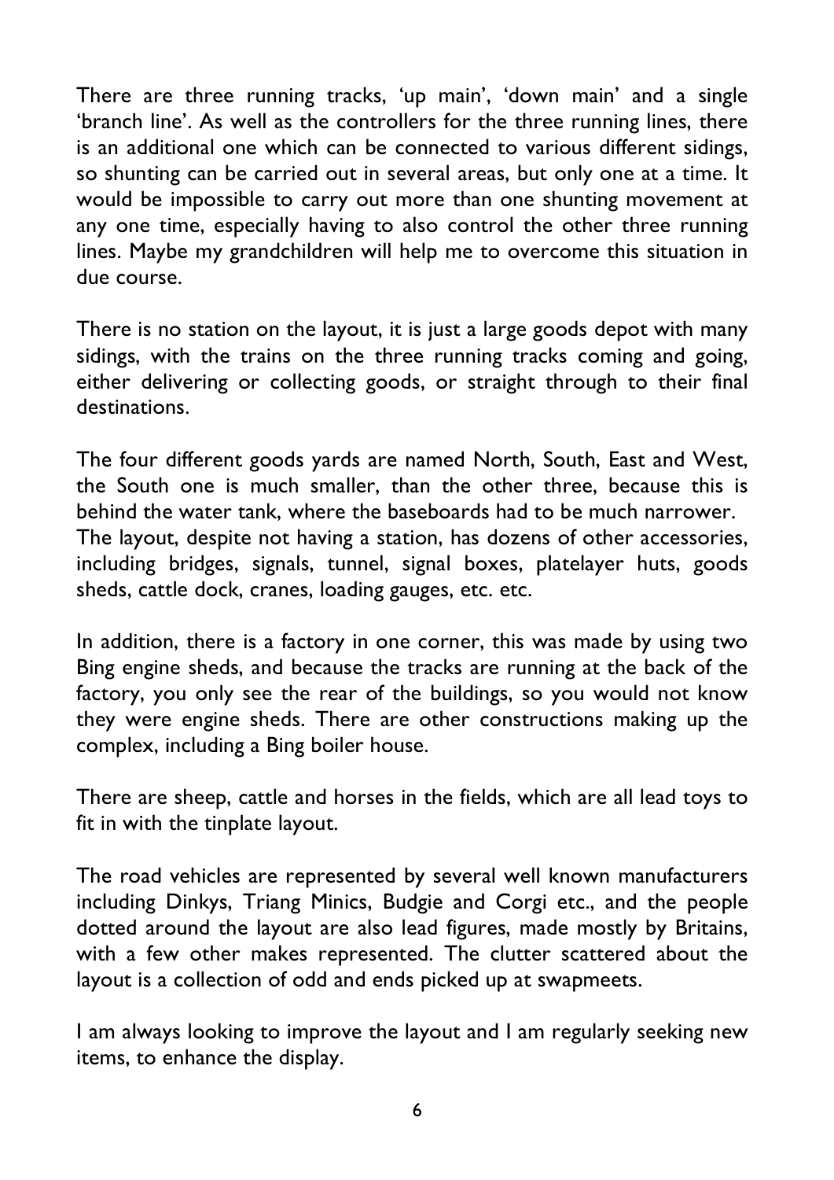There are three running tracks, 'up main', 'down main' and a single 'branch line'. As well as the controllers for the three running lines, there is an additional one which can be connected to various different sidings, so shunting can be carried out in several areas, but only one at a time. It would be impossible to carry out more than one shunting movement at any one time, especially having to also control the other three running lines. Maybe my grandchildren will help me to overcome this situation in due course.

There is no station on the layout, it is just a large goods depot with many sidings, with the trains on the three running tracks coming and going, either delivering or collecting goods, or straight through to their final destinations.

The four different goods yards are named North, South, East and West, the South one is much smaller, than the other three, because this is behind the water tank, where the baseboards had to be much narrower.
The layout, despite not having a station, has dozens of other accessories, including bridges, signals, tunnel, signal boxes, platelayer huts, goods sheds, cattle dock, cranes, loading gauges, etc. etc.

In addition, there is a factory in one corner, this was made by using two Bing engine sheds, and because the tracks are running at the back of the factory, you only see the rear of the buildings, so you would not know they were engine sheds. There are other constructions making up the complex, including a Bing boiler house.

There are sheep, cattle and horses in the fields, which are all lead toys to fit in with the tinplate layout.

The road vehicles are represented by several well known manufacturers including Dinkys, Triang Minics, Budgie and Corgi etc., and the people dotted around the layout are also lead figures, made mostly by Britains, with a few other makes represented. The clutter scattered about the layout is a collection of odd and ends picked up at swapmeets.

I am always looking to improve the layout and I am regularly seeking new items, to enhance the display.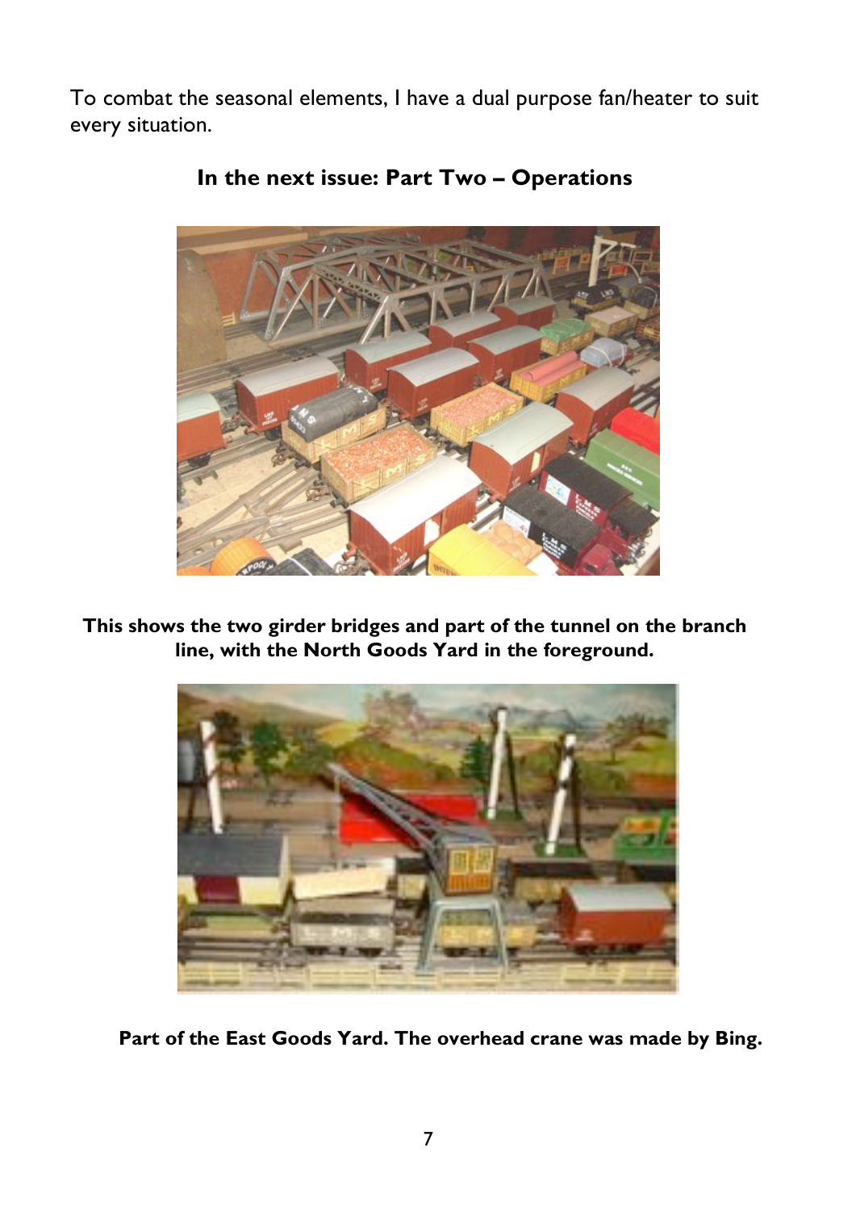To combat the seasonal elements, I have a dual purpose fan/heater to suit every situation.

**In the next issue: Part Two – Operations**

**This shows the two girder bridges and part of the tunnel on the branch line, with the North Goods Yard in the foreground.**

**Part of the East Goods Yard. The overhead crane was made by Bing.**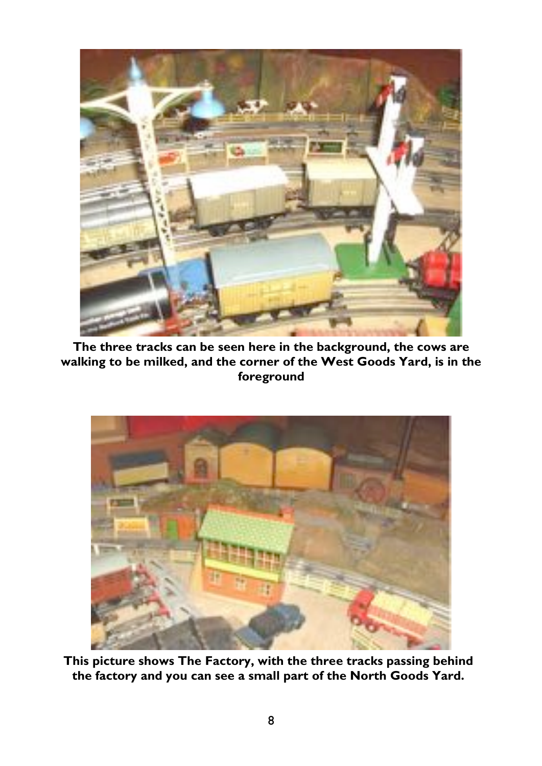**The three tracks can be seen here in the background, the cows are walking to be milked, and the corner of the West Goods Yard, is in the foreground**

**This picture shows The Factory, with the three tracks passing behind the factory and you can see a small part of the North Goods Yard.**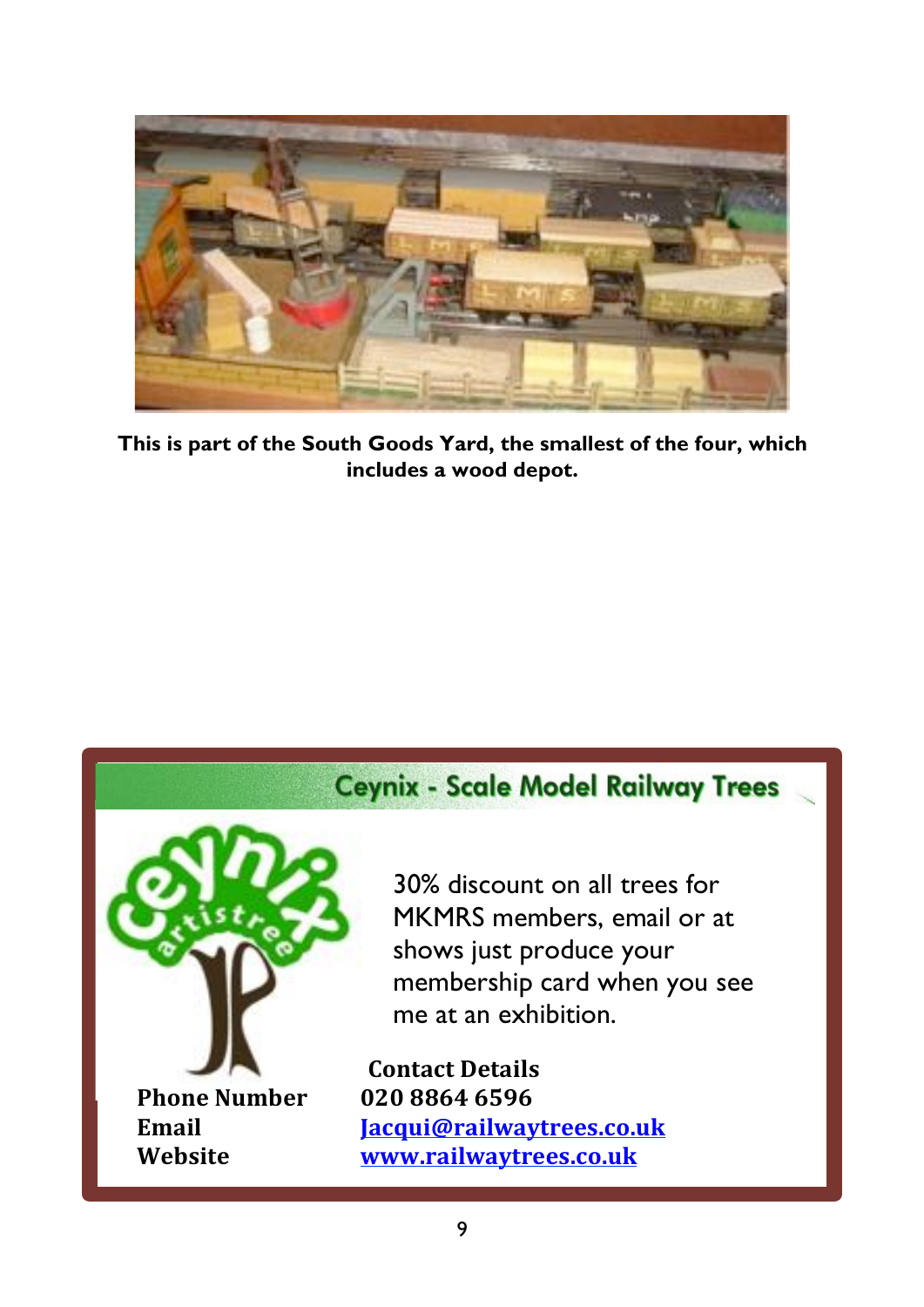**This is part of the South Goods Yard, the smallest of the four, which includes a wood depot.**

## Ceynix - Scale Model Railway Trees

30% discount on all trees for MKMRS members, email or at shows just produce your membership card when you see me at an exhibition.

**Contact Details**

| | |
|---|---|
| **Phone Number** | **020 8864 6596** |
| **Email** | **Jacqui@railwaytrees.co.uk** |
| **Website** | **www.railwaytrees.co.uk** |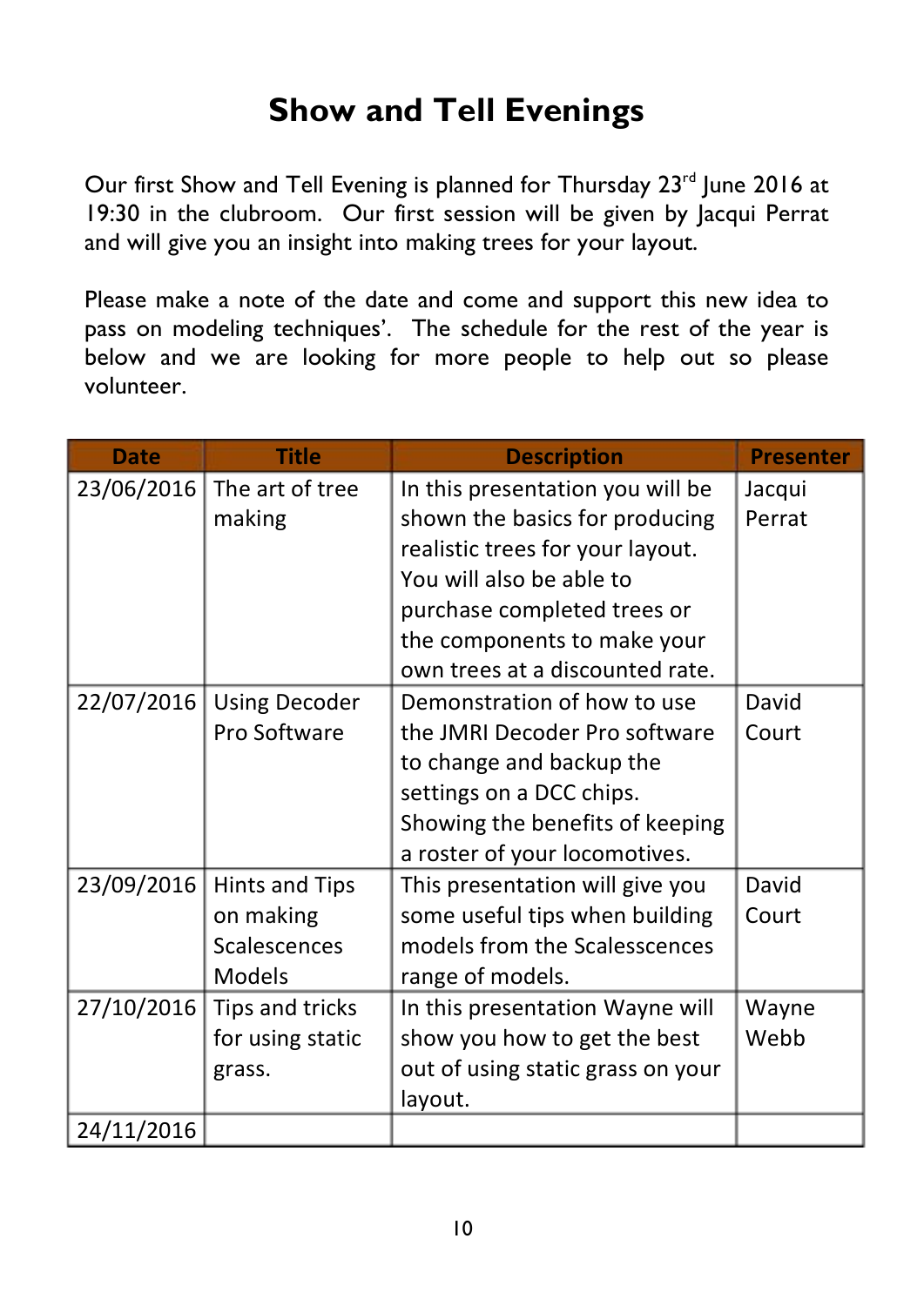# Show and Tell Evenings

Our first Show and Tell Evening is planned for Thursday 23rd June 2016 at 19:30 in the clubroom. Our first session will be given by Jacqui Perrat and will give you an insight into making trees for your layout.

Please make a note of the date and come and support this new idea to pass on modeling techniques'. The schedule for the rest of the year is below and we are looking for more people to help out so please volunteer.

| Date | Title | Description | Presenter |
|---|---|---|---|
| 23/06/2016 | The art of tree making | In this presentation you will be shown the basics for producing realistic trees for your layout. You will also be able to purchase completed trees or the components to make your own trees at a discounted rate. | Jacqui Perrat |
| 22/07/2016 | Using Decoder Pro Software | Demonstration of how to use the JMRI Decoder Pro software to change and backup the settings on a DCC chips. Showing the benefits of keeping a roster of your locomotives. | David Court |
| 23/09/2016 | Hints and Tips on making Scalescences Models | This presentation will give you some useful tips when building models from the Scalesscences range of models. | David Court |
| 27/10/2016 | Tips and tricks for using static grass. | In this presentation Wayne will show you how to get the best out of using static grass on your layout. | Wayne Webb |
| 24/11/2016 | | | |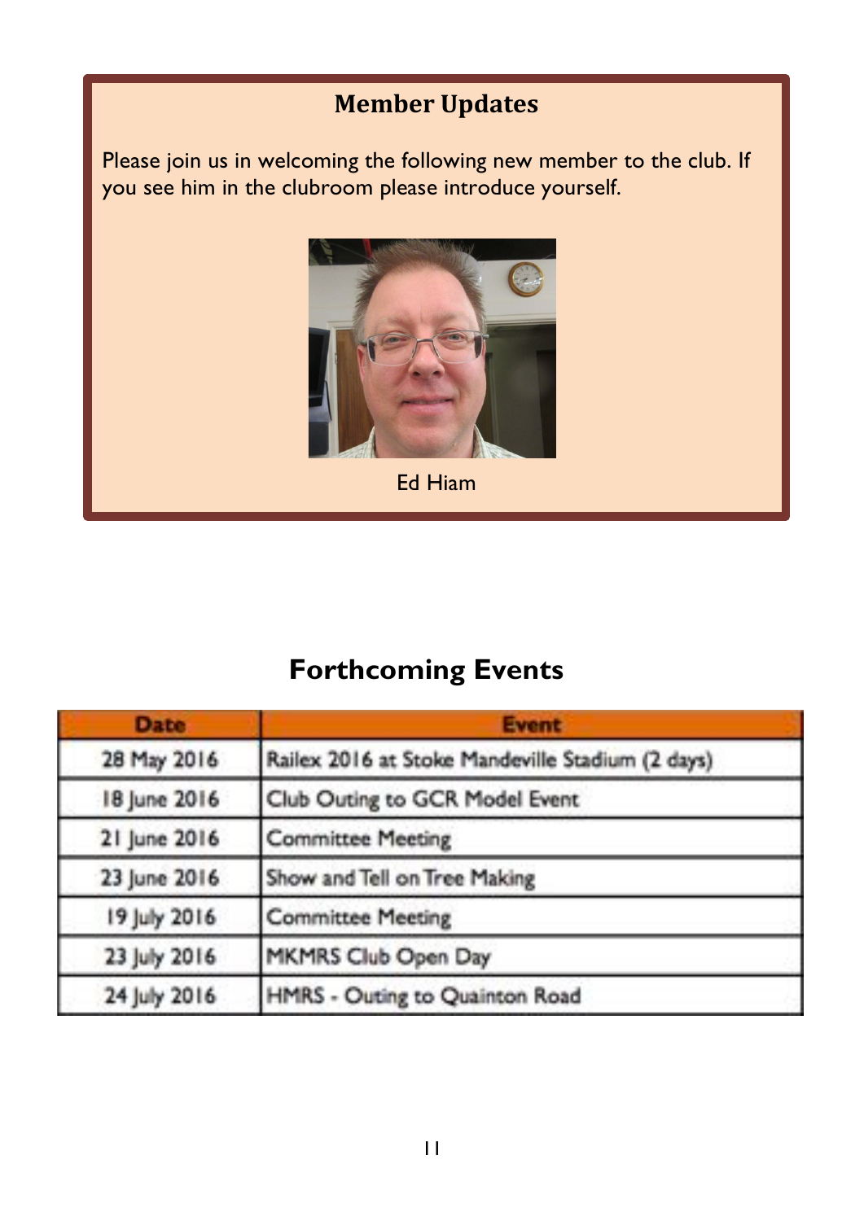## Member Updates

Please join us in welcoming the following new member to the club. If you see him in the clubroom please introduce yourself.

Ed Hiam

## Forthcoming Events

| Date | Event |
|---|---|
| 28 May 2016 | Railex 2016 at Stoke Mandeville Stadium (2 days) |
| 18 June 2016 | Club Outing to GCR Model Event |
| 21 June 2016 | Committee Meeting |
| 23 June 2016 | Show and Tell on Tree Making |
| 19 July 2016 | Committee Meeting |
| 23 July 2016 | MKMRS Club Open Day |
| 24 July 2016 | HMRS - Outing to Quainton Road |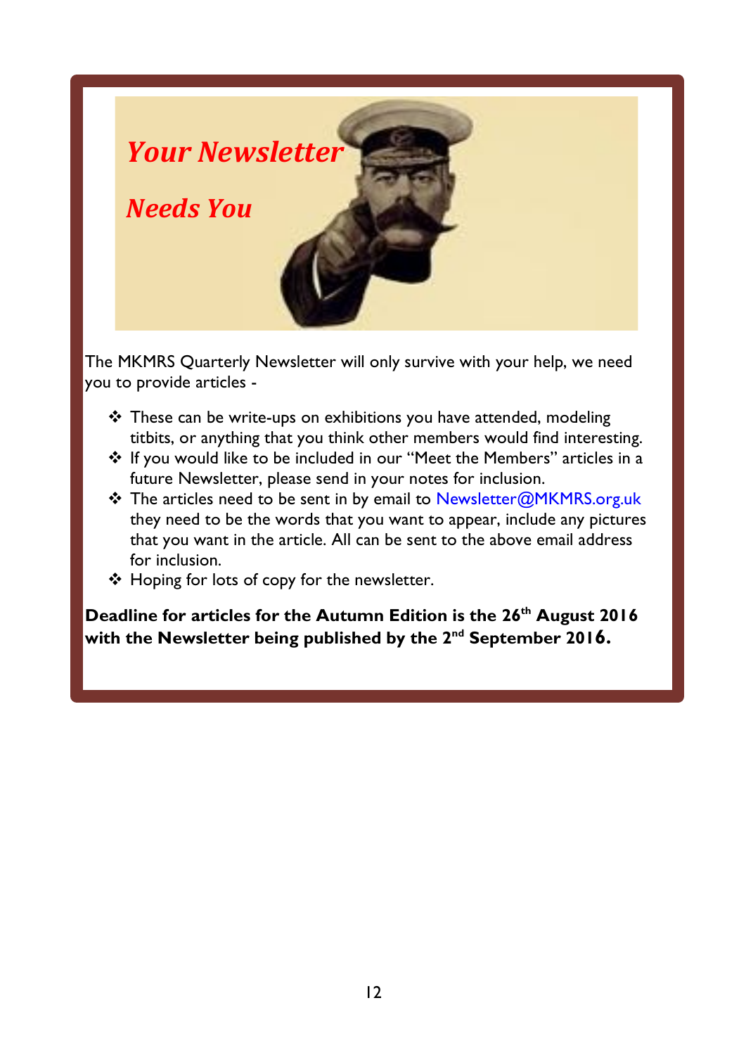# *Your Newsletter Needs You*

The MKMRS Quarterly Newsletter will only survive with your help, we need you to provide articles -

- These can be write-ups on exhibitions you have attended, modeling titbits, or anything that you think other members would find interesting.
- If you would like to be included in our "Meet the Members" articles in a future Newsletter, please send in your notes for inclusion.
- The articles need to be sent in by email to Newsletter@MKMRS.org.uk they need to be the words that you want to appear, include any pictures that you want in the article. All can be sent to the above email address for inclusion.
- Hoping for lots of copy for the newsletter.

**Deadline for articles for the Autumn Edition is the 26th August 2016 with the Newsletter being published by the 2nd September 2016.**